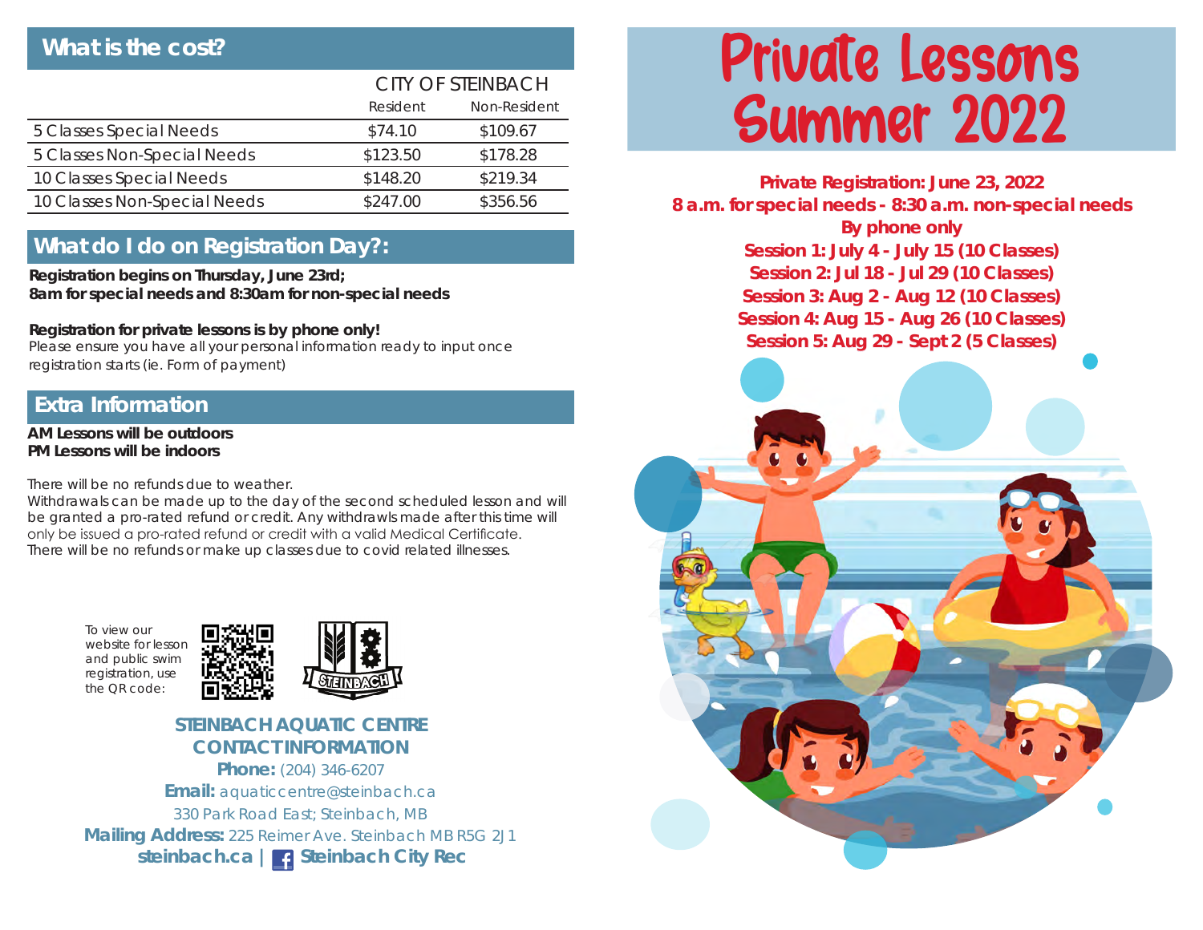## What is the cost?

| | CITY OF STEINBACH | |
|---|---|---|
| | Resident | Non-Resident |
| 5 Classes Special Needs | $74.10 | $109.67 |
| 5 Classes Non-Special Needs | $123.50 | $178.28 |
| 10 Classes Special Needs | $148.20 | $219.34 |
| 10 Classes Non-Special Needs | $247.00 | $356.56 |

## What do I do on Registration Day?:

**Registration begins on Thursday, June 23rd;**
**8am for special needs and 8:30am for non-special needs**

**Registration for private lessons is by phone only!**
Please ensure you have all your personal information ready to input once registration starts (ie. Form of payment)

## Extra Information

**AM Lessons will be outdoors**
**PM Lessons will be indoors**

There will be no refunds due to weather.
Withdrawals can be made up to the day of the second scheduled lesson and will be granted a pro-rated refund or credit. Any withdrawls made after this time will only be issued a pro-rated refund or credit with a valid Medical Certificate.
There will be no refunds or make up classes due to covid related illnesses.

To view our website for lesson and public swim registration, use the QR code:

**STEINBACH AQUATIC CENTRE**
**CONTACT INFORMATION**
**Phone:** (204) 346-6207
**Email:** aquaticcentre@steinbach.ca
330 Park Road East; Steinbach, MB
**Mailing Address:** 225 Reimer Ave. Steinbach MB R5G 2J1
**steinbach.ca | Steinbach City Rec**

# Private Lessons Summer 2022

**Private Registration: June 23, 2022**
**8 a.m. for special needs - 8:30 a.m. non-special needs**
**By phone only**
**Session 1: July 4 - July 15 (10 Classes)**
**Session 2: Jul 18 - Jul 29 (10 Classes)**
**Session 3: Aug 2 - Aug 12 (10 Classes)**
**Session 4: Aug 15 - Aug 26 (10 Classes)**
**Session 5: Aug 29 - Sept 2 (5 Classes)**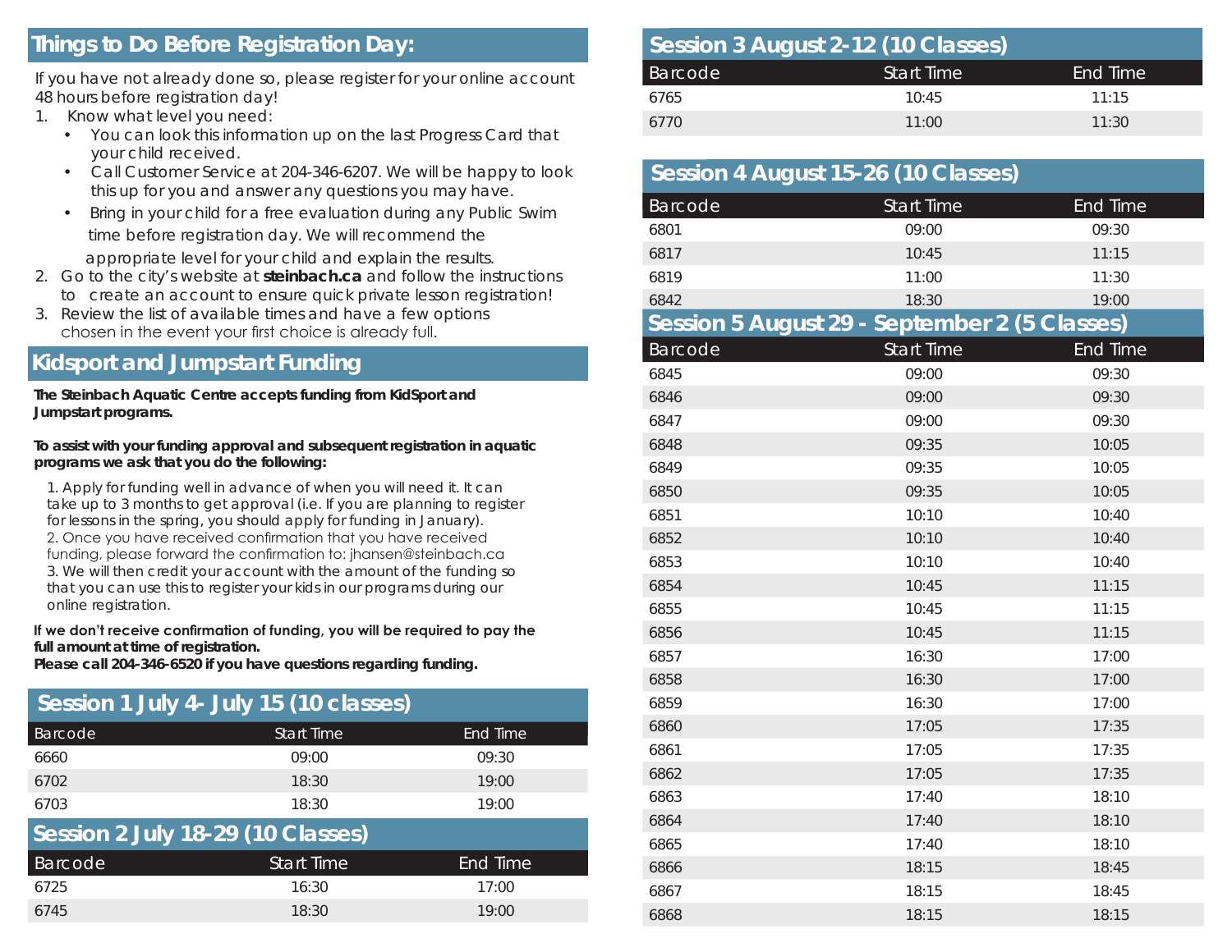## Things to Do Before Registration Day:

If you have not already done so, please register for your online account 48 hours before registration day!

1. Know what level you need:
   - You can look this information up on the last Progress Card that your child received.
   - Call Customer Service at 204-346-6207. We will be happy to look this up for you and answer any questions you may have.
   - Bring in your child for a free evaluation during any Public Swim time before registration day. We will recommend the appropriate level for your child and explain the results.
2. Go to the city's website at **steinbach.ca** and follow the instructions to create an account to ensure quick private lesson registration!
3. Review the list of available times and have a few options chosen in the event your first choice is already full.

## Kidsport and Jumpstart Funding

**The Steinbach Aquatic Centre accepts funding from KidSport and Jumpstart programs.**

**To assist with your funding approval and subsequent registration in aquatic programs we ask that you do the following:**

1. Apply for funding well in advance of when you will need it. It can take up to 3 months to get approval (i.e. If you are planning to register for lessons in the spring, you should apply for funding in January).
2. Once you have received confirmation that you have received funding, please forward the confirmation to: jhansen@steinbach.ca
3. We will then credit your account with the amount of the funding so that you can use this to register your kids in our programs during our online registration.

**If we don't receive confirmation of funding, you will be required to pay the full amount at time of registration.**
**Please call 204-346-6520 if you have questions regarding funding.**

## Session 1 July 4- July 15 (10 classes)

| Barcode | Start Time | End Time |
|---|---|---|
| 6660 | 09:00 | 09:30 |
| 6702 | 18:30 | 19:00 |
| 6703 | 18:30 | 19:00 |

## Session 2 July 18-29 (10 Classes)

| Barcode | Start Time | End Time |
|---|---|---|
| 6725 | 16:30 | 17:00 |
| 6745 | 18:30 | 19:00 |

## Session 3 August 2-12 (10 Classes)

| Barcode | Start Time | End Time |
|---|---|---|
| 6765 | 10:45 | 11:15 |
| 6770 | 11:00 | 11:30 |

## Session 4 August 15-26 (10 Classes)

| Barcode | Start Time | End Time |
|---|---|---|
| 6801 | 09:00 | 09:30 |
| 6817 | 10:45 | 11:15 |
| 6819 | 11:00 | 11:30 |
| 6842 | 18:30 | 19:00 |

## Session 5 August 29 - September 2 (5 Classes)

| Barcode | Start Time | End Time |
|---|---|---|
| 6845 | 09:00 | 09:30 |
| 6846 | 09:00 | 09:30 |
| 6847 | 09:00 | 09:30 |
| 6848 | 09:35 | 10:05 |
| 6849 | 09:35 | 10:05 |
| 6850 | 09:35 | 10:05 |
| 6851 | 10:10 | 10:40 |
| 6852 | 10:10 | 10:40 |
| 6853 | 10:10 | 10:40 |
| 6854 | 10:45 | 11:15 |
| 6855 | 10:45 | 11:15 |
| 6856 | 10:45 | 11:15 |
| 6857 | 16:30 | 17:00 |
| 6858 | 16:30 | 17:00 |
| 6859 | 16:30 | 17:00 |
| 6860 | 17:05 | 17:35 |
| 6861 | 17:05 | 17:35 |
| 6862 | 17:05 | 17:35 |
| 6863 | 17:40 | 18:10 |
| 6864 | 17:40 | 18:10 |
| 6865 | 17:40 | 18:10 |
| 6866 | 18:15 | 18:45 |
| 6867 | 18:15 | 18:45 |
| 6868 | 18:15 | 18:15 |